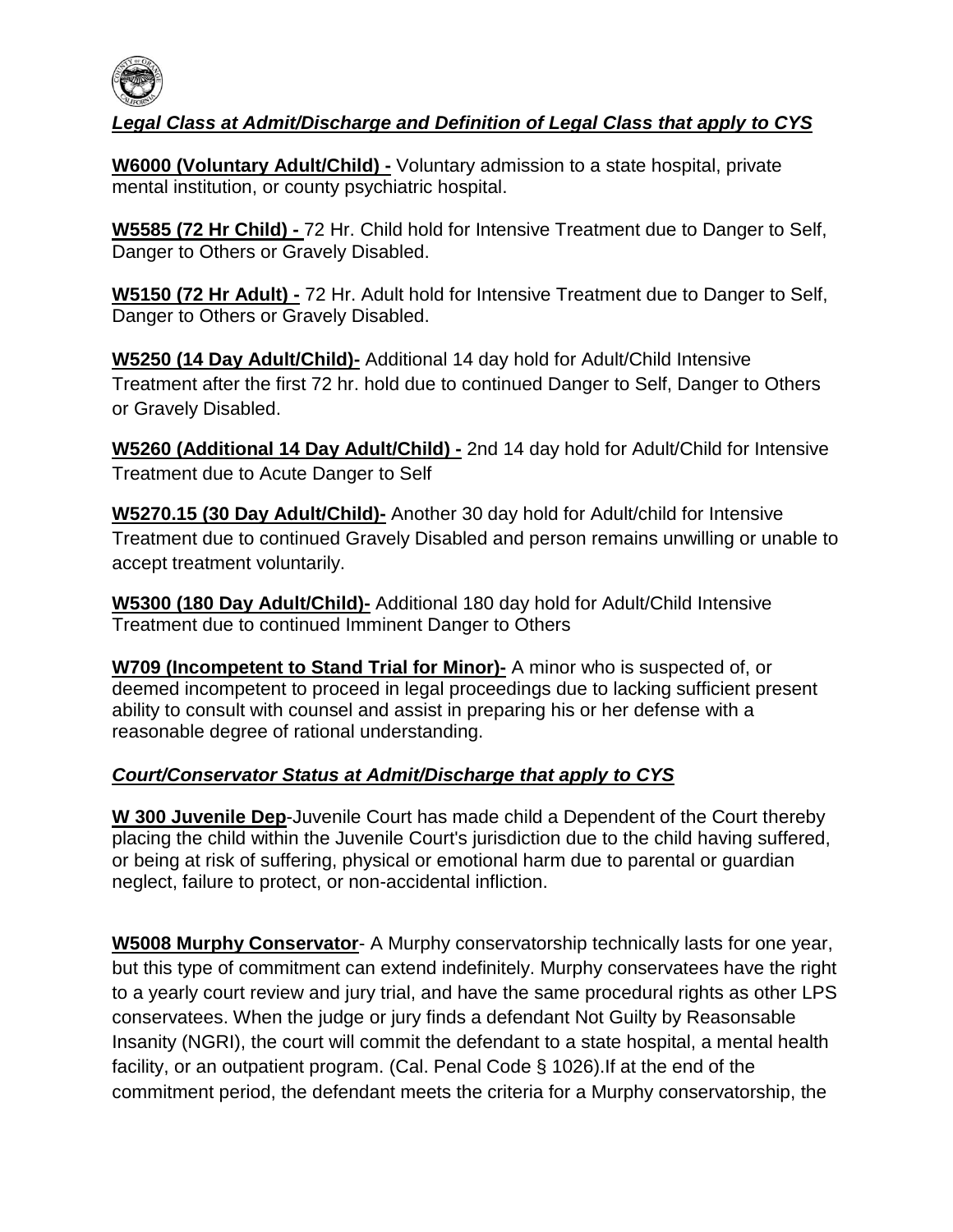***Legal Class at Admit/Discharge and Definition of Legal Class that apply to CYS***

**W6000 (Voluntary Adult/Child) -** Voluntary admission to a state hospital, private mental institution, or county psychiatric hospital.

**W5585 (72 Hr Child) -** 72 Hr. Child hold for Intensive Treatment due to Danger to Self, Danger to Others or Gravely Disabled.

**W5150 (72 Hr Adult) -** 72 Hr. Adult hold for Intensive Treatment due to Danger to Self, Danger to Others or Gravely Disabled.

**W5250 (14 Day Adult/Child)-** Additional 14 day hold for Adult/Child Intensive Treatment after the first 72 hr. hold due to continued Danger to Self, Danger to Others or Gravely Disabled.

**W5260 (Additional 14 Day Adult/Child) -** 2nd 14 day hold for Adult/Child for Intensive Treatment due to Acute Danger to Self

**W5270.15 (30 Day Adult/Child)-** Another 30 day hold for Adult/child for Intensive Treatment due to continued Gravely Disabled and person remains unwilling or unable to accept treatment voluntarily.

**W5300 (180 Day Adult/Child)-** Additional 180 day hold for Adult/Child Intensive Treatment due to continued Imminent Danger to Others

**W709 (Incompetent to Stand Trial for Minor)-** A minor who is suspected of, or deemed incompetent to proceed in legal proceedings due to lacking sufficient present ability to consult with counsel and assist in preparing his or her defense with a reasonable degree of rational understanding.

***Court/Conservator Status at Admit/Discharge that apply to CYS***

**W 300 Juvenile Dep**-Juvenile Court has made child a Dependent of the Court thereby placing the child within the Juvenile Court's jurisdiction due to the child having suffered, or being at risk of suffering, physical or emotional harm due to parental or guardian neglect, failure to protect, or non-accidental infliction.

**W5008 Murphy Conservator**- A Murphy conservatorship technically lasts for one year, but this type of commitment can extend indefinitely. Murphy conservatees have the right to a yearly court review and jury trial, and have the same procedural rights as other LPS conservatees. When the judge or jury finds a defendant Not Guilty by Reasonsable Insanity (NGRI), the court will commit the defendant to a state hospital, a mental health facility, or an outpatient program. (Cal. Penal Code § 1026).If at the end of the commitment period, the defendant meets the criteria for a Murphy conservatorship, the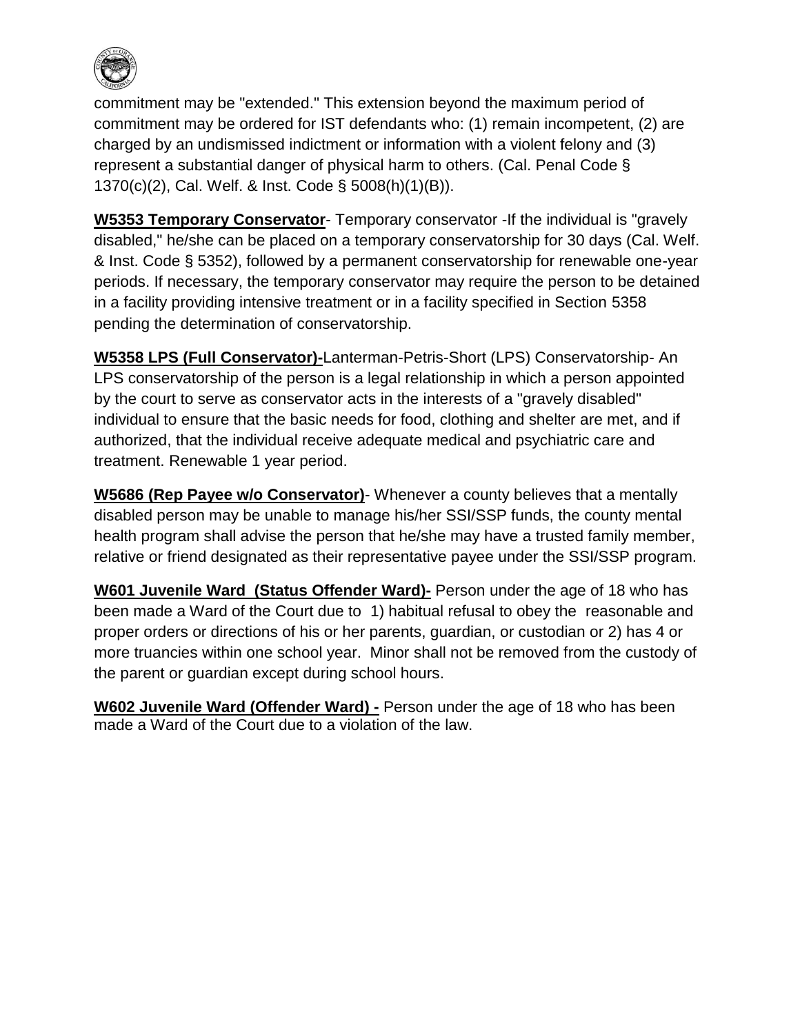commitment may be "extended." This extension beyond the maximum period of commitment may be ordered for IST defendants who: (1) remain incompetent, (2) are charged by an undismissed indictment or information with a violent felony and (3) represent a substantial danger of physical harm to others. (Cal. Penal Code § 1370(c)(2), Cal. Welf. & Inst. Code § 5008(h)(1)(B)).

**W5353 Temporary Conservator**- Temporary conservator -If the individual is "gravely disabled," he/she can be placed on a temporary conservatorship for 30 days (Cal. Welf. & Inst. Code § 5352), followed by a permanent conservatorship for renewable one-year periods. If necessary, the temporary conservator may require the person to be detained in a facility providing intensive treatment or in a facility specified in Section 5358 pending the determination of conservatorship.

**W5358 LPS (Full Conservator)-**Lanterman-Petris-Short (LPS) Conservatorship- An LPS conservatorship of the person is a legal relationship in which a person appointed by the court to serve as conservator acts in the interests of a "gravely disabled" individual to ensure that the basic needs for food, clothing and shelter are met, and if authorized, that the individual receive adequate medical and psychiatric care and treatment. Renewable 1 year period.

**W5686 (Rep Payee w/o Conservator)**- Whenever a county believes that a mentally disabled person may be unable to manage his/her SSI/SSP funds, the county mental health program shall advise the person that he/she may have a trusted family member, relative or friend designated as their representative payee under the SSI/SSP program.

**W601 Juvenile Ward (Status Offender Ward)-** Person under the age of 18 who has been made a Ward of the Court due to 1) habitual refusal to obey the reasonable and proper orders or directions of his or her parents, guardian, or custodian or 2) has 4 or more truancies within one school year. Minor shall not be removed from the custody of the parent or guardian except during school hours.

**W602 Juvenile Ward (Offender Ward) -** Person under the age of 18 who has been made a Ward of the Court due to a violation of the law.